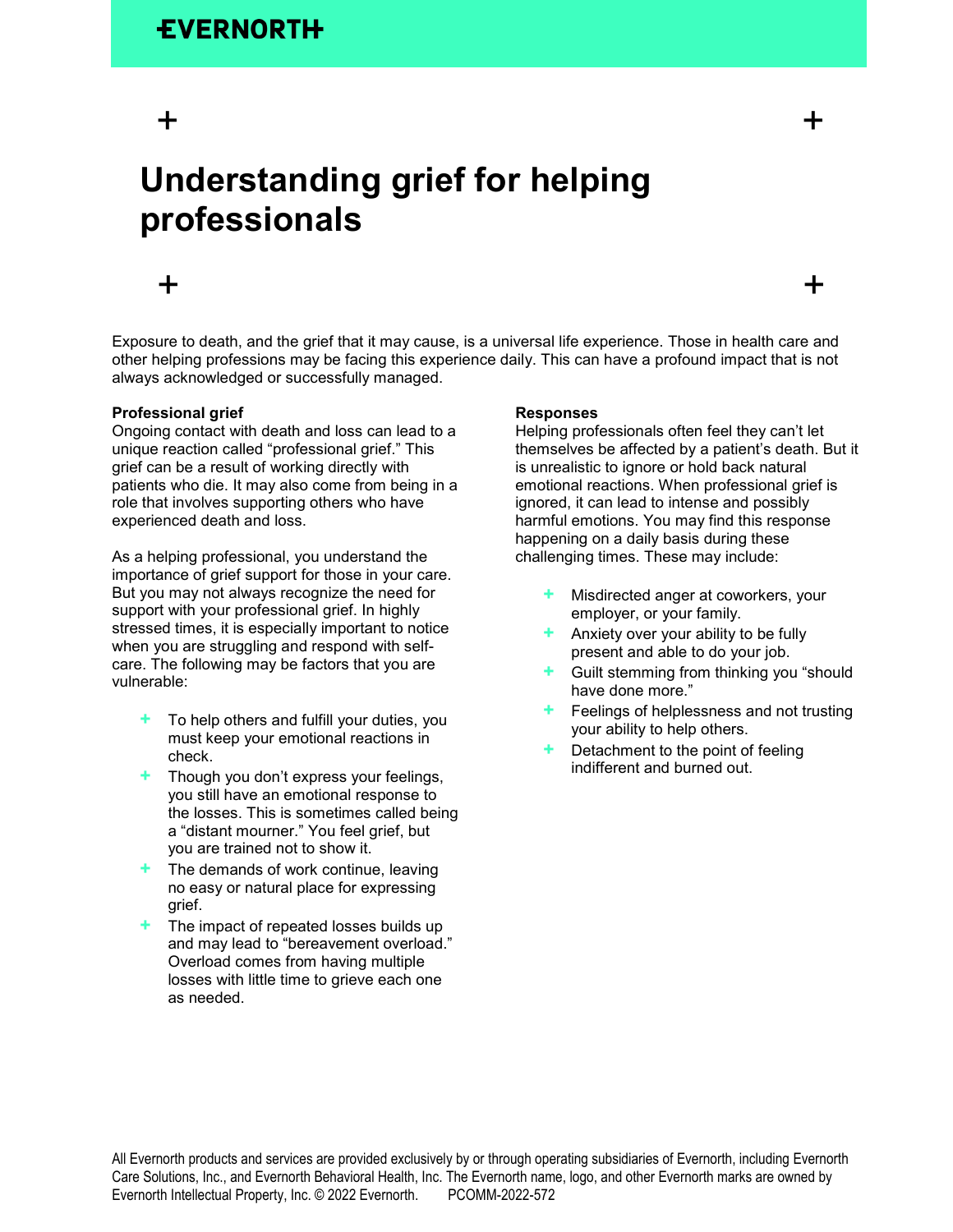EVERNORTH

# Understanding grief for helping professionals

Exposure to death, and the grief that it may cause, is a universal life experience. Those in health care and other helping professions may be facing this experience daily. This can have a profound impact that is not always acknowledged or successfully managed.

**Professional grief**

Ongoing contact with death and loss can lead to a unique reaction called "professional grief." This grief can be a result of working directly with patients who die. It may also come from being in a role that involves supporting others who have experienced death and loss.

As a helping professional, you understand the importance of grief support for those in your care. But you may not always recognize the need for support with your professional grief. In highly stressed times, it is especially important to notice when you are struggling and respond with self-care. The following may be factors that you are vulnerable:

- To help others and fulfill your duties, you must keep your emotional reactions in check.
- Though you don't express your feelings, you still have an emotional response to the losses. This is sometimes called being a "distant mourner." You feel grief, but you are trained not to show it.
- The demands of work continue, leaving no easy or natural place for expressing grief.
- The impact of repeated losses builds up and may lead to "bereavement overload." Overload comes from having multiple losses with little time to grieve each one as needed.

**Responses**

Helping professionals often feel they can't let themselves be affected by a patient's death. But it is unrealistic to ignore or hold back natural emotional reactions. When professional grief is ignored, it can lead to intense and possibly harmful emotions. You may find this response happening on a daily basis during these challenging times. These may include:

- Misdirected anger at coworkers, your employer, or your family.
- Anxiety over your ability to be fully present and able to do your job.
- Guilt stemming from thinking you "should have done more."
- Feelings of helplessness and not trusting your ability to help others.
- Detachment to the point of feeling indifferent and burned out.

All Evernorth products and services are provided exclusively by or through operating subsidiaries of Evernorth, including Evernorth Care Solutions, Inc., and Evernorth Behavioral Health, Inc. The Evernorth name, logo, and other Evernorth marks are owned by Evernorth Intellectual Property, Inc. © 2022 Evernorth. PCOMM-2022-572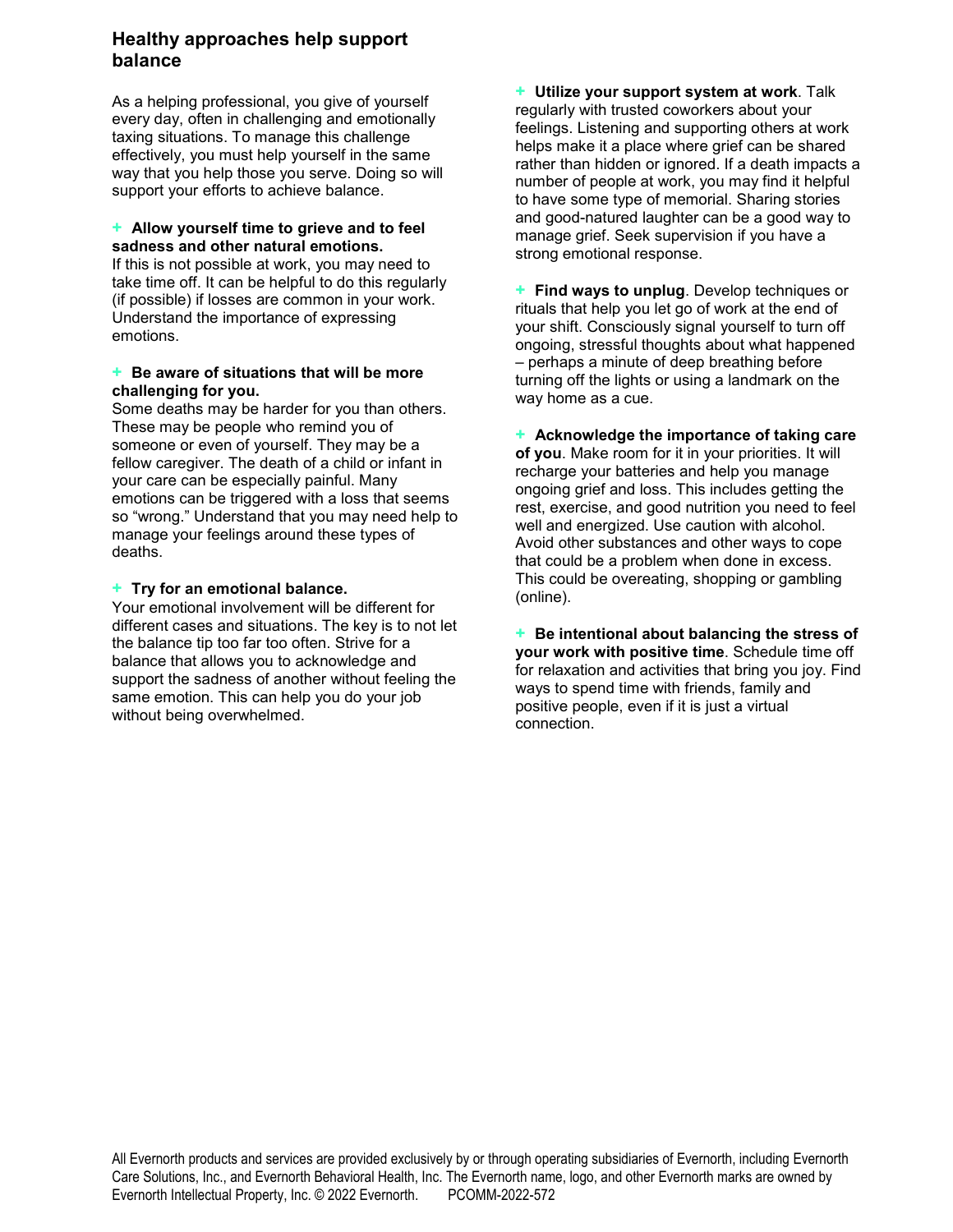## Healthy approaches help support balance

As a helping professional, you give of yourself every day, often in challenging and emotionally taxing situations. To manage this challenge effectively, you must help yourself in the same way that you help those you serve. Doing so will support your efforts to achieve balance.

+ **Allow yourself time to grieve and to feel sadness and other natural emotions.**
  If this is not possible at work, you may need to take time off. It can be helpful to do this regularly (if possible) if losses are common in your work. Understand the importance of expressing emotions.

+ **Be aware of situations that will be more challenging for you.**
  Some deaths may be harder for you than others. These may be people who remind you of someone or even of yourself. They may be a fellow caregiver. The death of a child or infant in your care can be especially painful. Many emotions can be triggered with a loss that seems so "wrong." Understand that you may need help to manage your feelings around these types of deaths.

+ **Try for an emotional balance.**
  Your emotional involvement will be different for different cases and situations. The key is to not let the balance tip too far too often. Strive for a balance that allows you to acknowledge and support the sadness of another without feeling the same emotion. This can help you do your job without being overwhelmed.

+ **Utilize your support system at work**. Talk regularly with trusted coworkers about your feelings. Listening and supporting others at work helps make it a place where grief can be shared rather than hidden or ignored. If a death impacts a number of people at work, you may find it helpful to have some type of memorial. Sharing stories and good-natured laughter can be a good way to manage grief. Seek supervision if you have a strong emotional response.

+ **Find ways to unplug**. Develop techniques or rituals that help you let go of work at the end of your shift. Consciously signal yourself to turn off ongoing, stressful thoughts about what happened – perhaps a minute of deep breathing before turning off the lights or using a landmark on the way home as a cue.

+ **Acknowledge the importance of taking care of you**. Make room for it in your priorities. It will recharge your batteries and help you manage ongoing grief and loss. This includes getting the rest, exercise, and good nutrition you need to feel well and energized. Use caution with alcohol. Avoid other substances and other ways to cope that could be a problem when done in excess. This could be overeating, shopping or gambling (online).

+ **Be intentional about balancing the stress of your work with positive time**. Schedule time off for relaxation and activities that bring you joy. Find ways to spend time with friends, family and positive people, even if it is just a virtual connection.

All Evernorth products and services are provided exclusively by or through operating subsidiaries of Evernorth, including Evernorth Care Solutions, Inc., and Evernorth Behavioral Health, Inc. The Evernorth name, logo, and other Evernorth marks are owned by Evernorth Intellectual Property, Inc. © 2022 Evernorth. PCOMM-2022-572